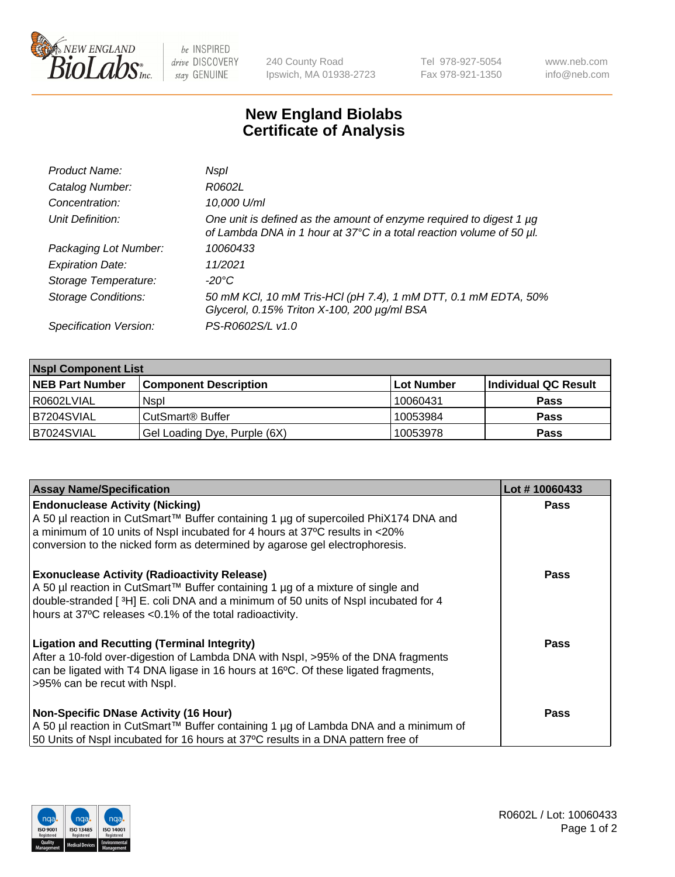# New England Biolabs Certificate of Analysis

| | |
|---|---|
| *Product Name:* | *NspI* |
| *Catalog Number:* | *R0602L* |
| *Concentration:* | *10,000 U/ml* |
| *Unit Definition:* | *One unit is defined as the amount of enzyme required to digest 1 µg of Lambda DNA in 1 hour at 37°C in a total reaction volume of 50 µl.* |
| *Packaging Lot Number:* | *10060433* |
| *Expiration Date:* | *11/2021* |
| *Storage Temperature:* | *-20°C* |
| *Storage Conditions:* | *50 mM KCl, 10 mM Tris-HCl (pH 7.4), 1 mM DTT, 0.1 mM EDTA, 50% Glycerol, 0.15% Triton X-100, 200 µg/ml BSA* |
| *Specification Version:* | *PS-R0602S/L v1.0* |

| **NspI Component List** | | | |
|---|---|---|---|
| **NEB Part Number** | **Component Description** | **Lot Number** | **Individual QC Result** |
| R0602LVIAL | NspI | 10060431 | **Pass** |
| B7204SVIAL | CutSmart® Buffer | 10053984 | **Pass** |
| B7024SVIAL | Gel Loading Dye, Purple (6X) | 10053978 | **Pass** |

| **Assay Name/Specification** | **Lot # 10060433** |
|---|---|
| **Endonuclease Activity (Nicking)** A 50 µl reaction in CutSmart™ Buffer containing 1 µg of supercoiled PhiX174 DNA and a minimum of 10 units of NspI incubated for 4 hours at 37ºC results in <20% conversion to the nicked form as determined by agarose gel electrophoresis. | **Pass** |
| **Exonuclease Activity (Radioactivity Release)** A 50 µl reaction in CutSmart™ Buffer containing 1 µg of a mixture of single and double-stranded [ $^{3}$H] E. coli DNA and a minimum of 50 units of NspI incubated for 4 hours at 37ºC releases <0.1% of the total radioactivity. | **Pass** |
| **Ligation and Recutting (Terminal Integrity)** After a 10-fold over-digestion of Lambda DNA with NspI, >95% of the DNA fragments can be ligated with T4 DNA ligase in 16 hours at 16ºC. Of these ligated fragments, >95% can be recut with NspI. | **Pass** |
| **Non-Specific DNase Activity (16 Hour)** A 50 µl reaction in CutSmart™ Buffer containing 1 µg of Lambda DNA and a minimum of 50 Units of NspI incubated for 16 hours at 37ºC results in a DNA pattern free of | **Pass** |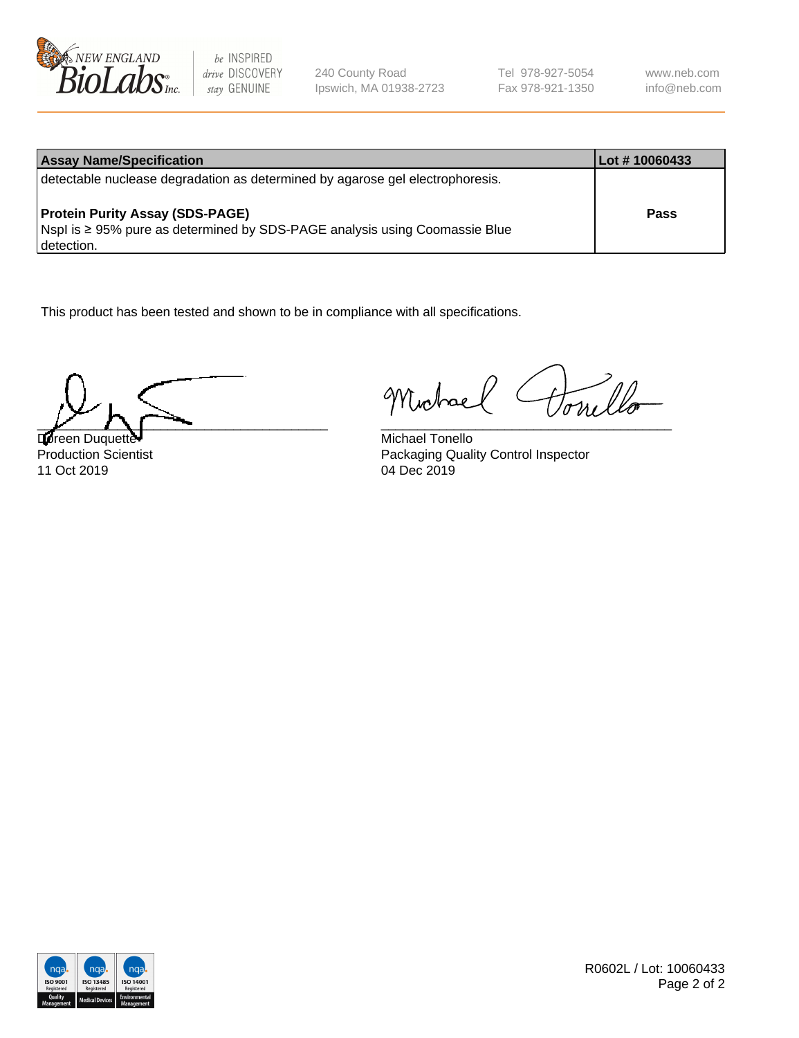| Assay Name/Specification | Lot # 10060433 |
|---|---|
| detectable nuclease degradation as determined by agarose gel electrophoresis. | |
| **Protein Purity Assay (SDS-PAGE)**<br>NspI is ≥ 95% pure as determined by SDS-PAGE analysis using Coomassie Blue detection. | **Pass** |

This product has been tested and shown to be in compliance with all specifications.

Doreen Duquette
Production Scientist
11 Oct 2019

Michael Tonello
Packaging Quality Control Inspector
04 Dec 2019

R0602L / Lot: 10060433